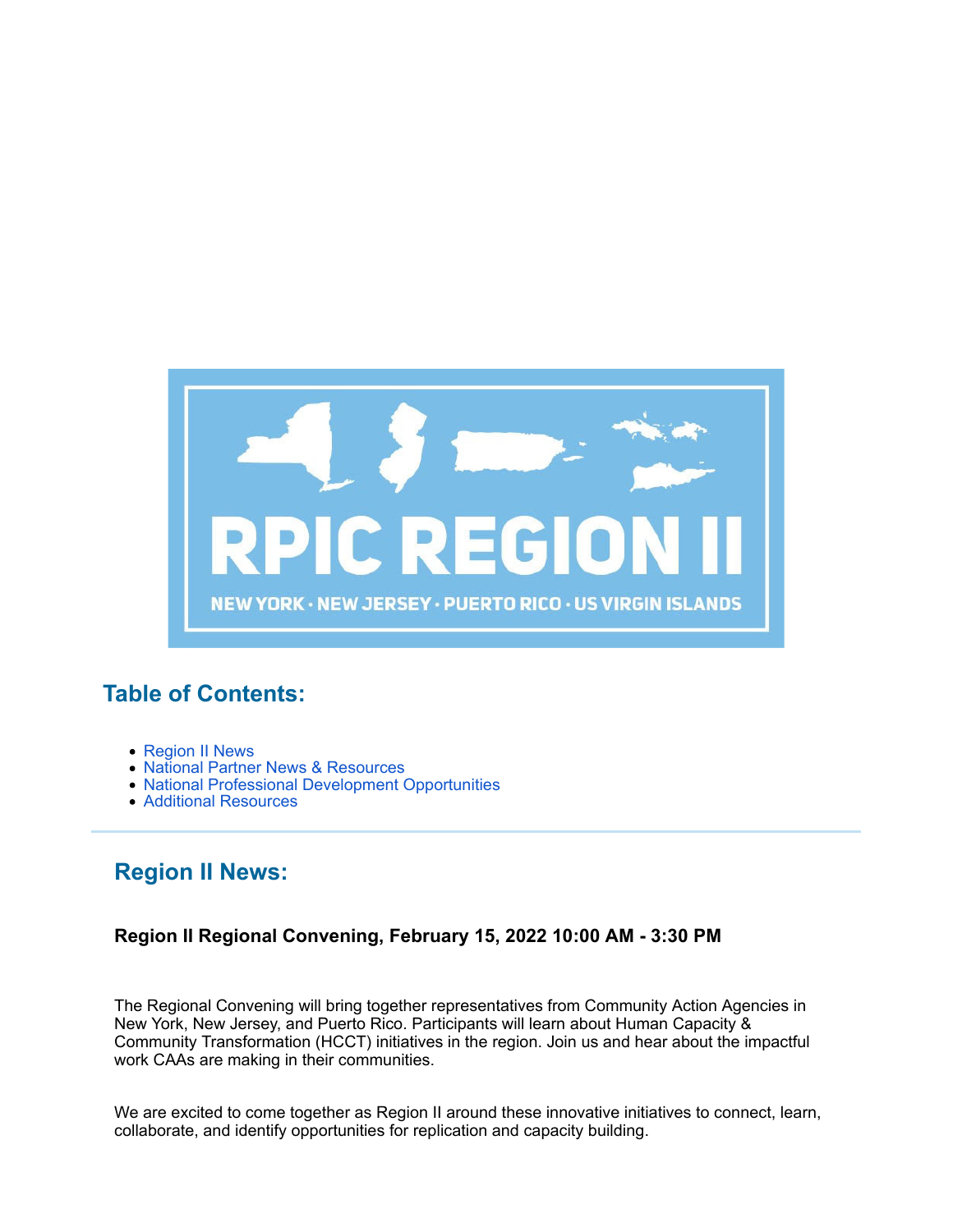## Table of Contents:

- Region II News
- National Partner News & Resources
- National Professional Development Opportunities
- Additional Resources

---

## Region II News:

### Region II Regional Convening, February 15, 2022 10:00 AM - 3:30 PM

The Regional Convening will bring together representatives from Community Action Agencies in New York, New Jersey, and Puerto Rico. Participants will learn about Human Capacity & Community Transformation (HCCT) initiatives in the region. Join us and hear about the impactful work CAAs are making in their communities.

We are excited to come together as Region II around these innovative initiatives to connect, learn, collaborate, and identify opportunities for replication and capacity building.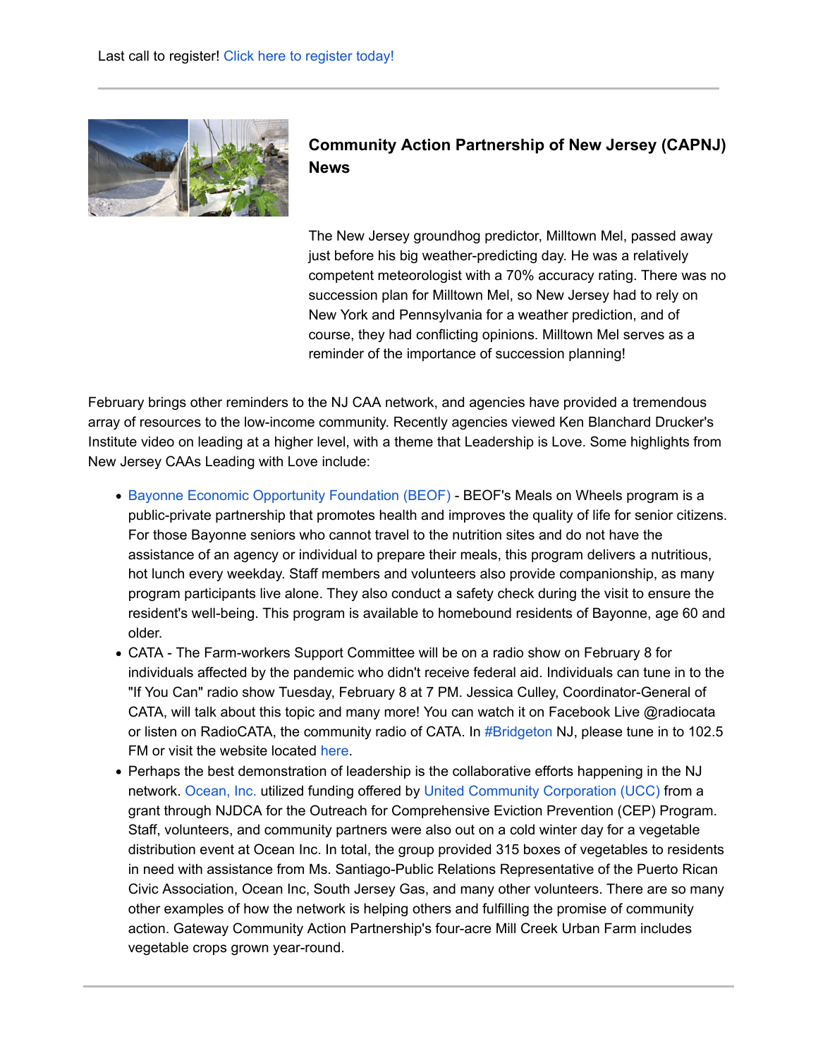Last call to register! Click here to register today!

---

## Community Action Partnership of New Jersey (CAPNJ) News

The New Jersey groundhog predictor, Milltown Mel, passed away just before his big weather-predicting day. He was a relatively competent meteorologist with a 70% accuracy rating. There was no succession plan for Milltown Mel, so New Jersey had to rely on New York and Pennsylvania for a weather prediction, and of course, they had conflicting opinions. Milltown Mel serves as a reminder of the importance of succession planning!

February brings other reminders to the NJ CAA network, and agencies have provided a tremendous array of resources to the low-income community. Recently agencies viewed Ken Blanchard Drucker's Institute video on leading at a higher level, with a theme that Leadership is Love. Some highlights from New Jersey CAAs Leading with Love include:

- Bayonne Economic Opportunity Foundation (BEOF) - BEOF's Meals on Wheels program is a public-private partnership that promotes health and improves the quality of life for senior citizens. For those Bayonne seniors who cannot travel to the nutrition sites and do not have the assistance of an agency or individual to prepare their meals, this program delivers a nutritious, hot lunch every weekday. Staff members and volunteers also provide companionship, as many program participants live alone. They also conduct a safety check during the visit to ensure the resident's well-being. This program is available to homebound residents of Bayonne, age 60 and older.
- CATA - The Farm-workers Support Committee will be on a radio show on February 8 for individuals affected by the pandemic who didn't receive federal aid. Individuals can tune in to the "If You Can" radio show Tuesday, February 8 at 7 PM. Jessica Culley, Coordinator-General of CATA, will talk about this topic and many more! You can watch it on Facebook Live @radiocata or listen on RadioCATA, the community radio of CATA. In #Bridgeton NJ, please tune in to 102.5 FM or visit the website located here.
- Perhaps the best demonstration of leadership is the collaborative efforts happening in the NJ network. Ocean, Inc. utilized funding offered by United Community Corporation (UCC) from a grant through NJDCA for the Outreach for Comprehensive Eviction Prevention (CEP) Program. Staff, volunteers, and community partners were also out on a cold winter day for a vegetable distribution event at Ocean Inc. In total, the group provided 315 boxes of vegetables to residents in need with assistance from Ms. Santiago-Public Relations Representative of the Puerto Rican Civic Association, Ocean Inc, South Jersey Gas, and many other volunteers. There are so many other examples of how the network is helping others and fulfilling the promise of community action. Gateway Community Action Partnership's four-acre Mill Creek Urban Farm includes vegetable crops grown year-round.

---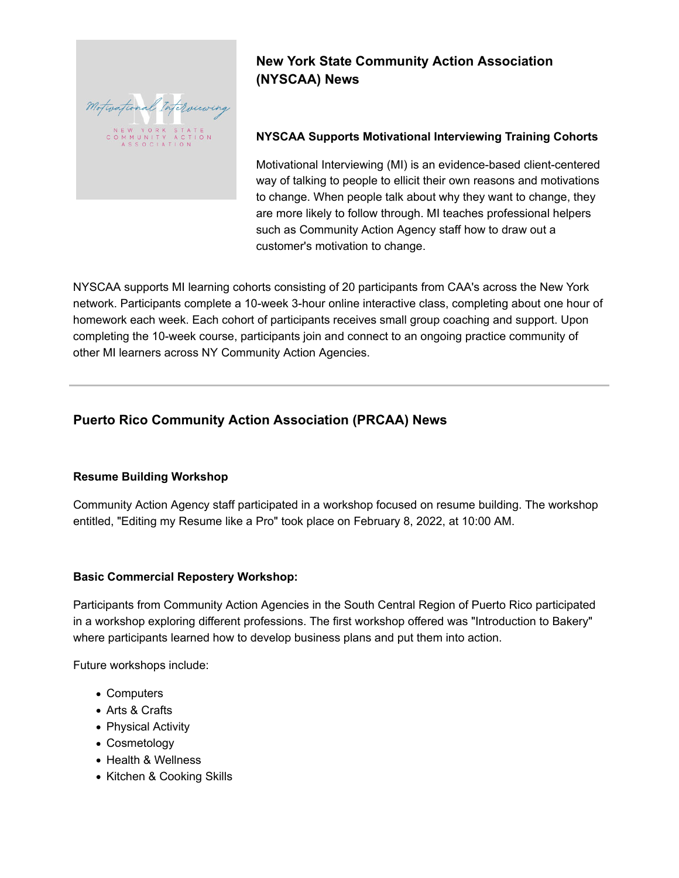## New York State Community Action Association (NYSCAA) News

**NYSCAA Supports Motivational Interviewing Training Cohorts**

Motivational Interviewing (MI) is an evidence-based client-centered way of talking to people to ellicit their own reasons and motivations to change. When people talk about why they want to change, they are more likely to follow through. MI teaches professional helpers such as Community Action Agency staff how to draw out a customer's motivation to change.

NYSCAA supports MI learning cohorts consisting of 20 participants from CAA's across the New York network. Participants complete a 10-week 3-hour online interactive class, completing about one hour of homework each week. Each cohort of participants receives small group coaching and support. Upon completing the 10-week course, participants join and connect to an ongoing practice community of other MI learners across NY Community Action Agencies.

---

## Puerto Rico Community Action Association (PRCAA) News

**Resume Building Workshop**

Community Action Agency staff participated in a workshop focused on resume building. The workshop entitled, "Editing my Resume like a Pro" took place on February 8, 2022, at 10:00 AM.

**Basic Commercial Repostery Workshop:**

Participants from Community Action Agencies in the South Central Region of Puerto Rico participated in a workshop exploring different professions. The first workshop offered was "Introduction to Bakery" where participants learned how to develop business plans and put them into action.

Future workshops include:

- Computers
- Arts & Crafts
- Physical Activity
- Cosmetology
- Health & Wellness
- Kitchen & Cooking Skills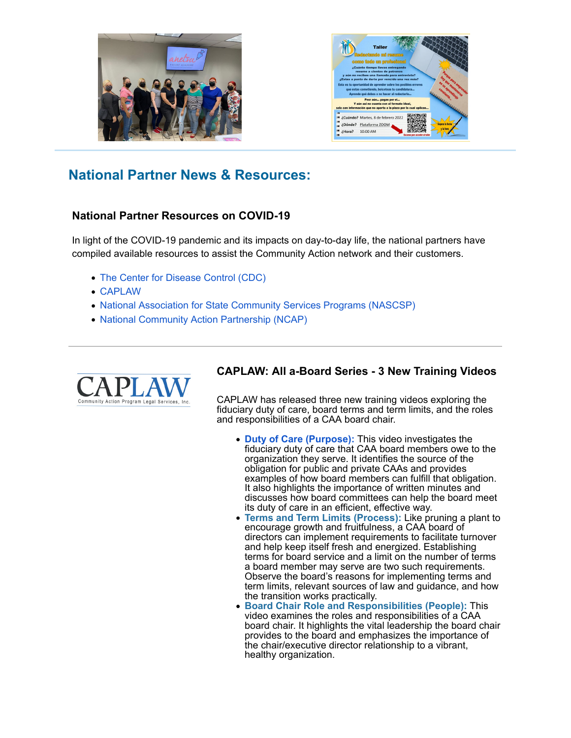## National Partner News & Resources:

### National Partner Resources on COVID-19

In light of the COVID-19 pandemic and its impacts on day-to-day life, the national partners have compiled available resources to assist the Community Action network and their customers.

- The Center for Disease Control (CDC)
- CAPLAW
- National Association for State Community Services Programs (NASCSP)
- National Community Action Partnership (NCAP)

---

### CAPLAW: All a-Board Series - 3 New Training Videos

CAPLAW has released three new training videos exploring the fiduciary duty of care, board terms and term limits, and the roles and responsibilities of a CAA board chair.

- **Duty of Care (Purpose):** This video investigates the fiduciary duty of care that CAA board members owe to the organization they serve. It identifies the source of the obligation for public and private CAAs and provides examples of how board members can fulfill that obligation. It also highlights the importance of written minutes and discusses how board committees can help the board meet its duty of care in an efficient, effective way.
- **Terms and Term Limits (Process):** Like pruning a plant to encourage growth and fruitfulness, a CAA board of directors can implement requirements to facilitate turnover and help keep itself fresh and energized. Establishing terms for board service and a limit on the number of terms a board member may serve are two such requirements. Observe the board's reasons for implementing terms and term limits, relevant sources of law and guidance, and how the transition works practically.
- **Board Chair Role and Responsibilities (People):** This video examines the roles and responsibilities of a CAA board chair. It highlights the vital leadership the board chair provides to the board and emphasizes the importance of the chair/executive director relationship to a vibrant, healthy organization.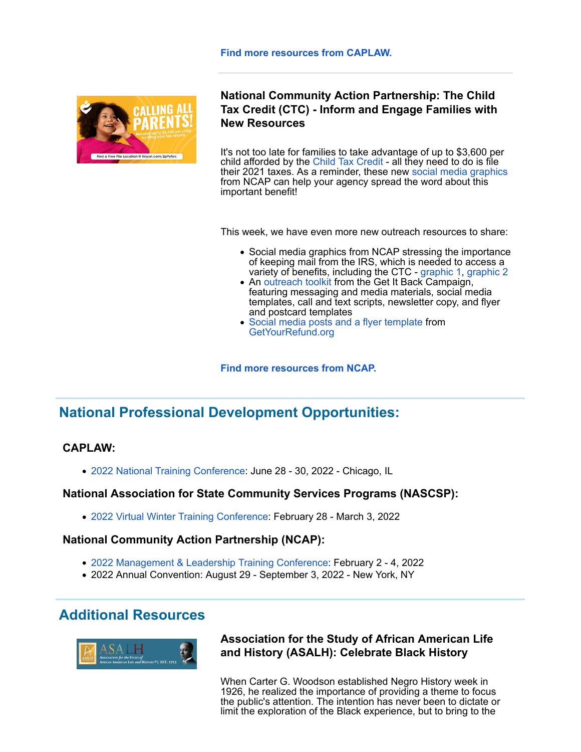**Find more resources from CAPLAW.**

### National Community Action Partnership: The Child Tax Credit (CTC) - Inform and Engage Families with New Resources

It's not too late for families to take advantage of up to $3,600 per child afforded by the Child Tax Credit - all they need to do is file their 2021 taxes. As a reminder, these new social media graphics from NCAP can help your agency spread the word about this important benefit!

This week, we have even more new outreach resources to share:

- Social media graphics from NCAP stressing the importance of keeping mail from the IRS, which is needed to access a variety of benefits, including the CTC - graphic 1, graphic 2
- An outreach toolkit from the Get It Back Campaign, featuring messaging and media materials, social media templates, call and text scripts, newsletter copy, and flyer and postcard templates
- Social media posts and a flyer template from GetYourRefund.org

**Find more resources from NCAP.**

## National Professional Development Opportunities:

**CAPLAW:**

- 2022 National Training Conference: June 28 - 30, 2022 - Chicago, IL

**National Association for State Community Services Programs (NASCSP):**

- 2022 Virtual Winter Training Conference: February 28 - March 3, 2022

**National Community Action Partnership (NCAP):**

- 2022 Management & Leadership Training Conference: February 2 - 4, 2022
- 2022 Annual Convention: August 29 - September 3, 2022 - New York, NY

## Additional Resources

### Association for the Study of African American Life and History (ASALH): Celebrate Black History

When Carter G. Woodson established Negro History week in 1926, he realized the importance of providing a theme to focus the public's attention. The intention has never been to dictate or limit the exploration of the Black experience, but to bring to the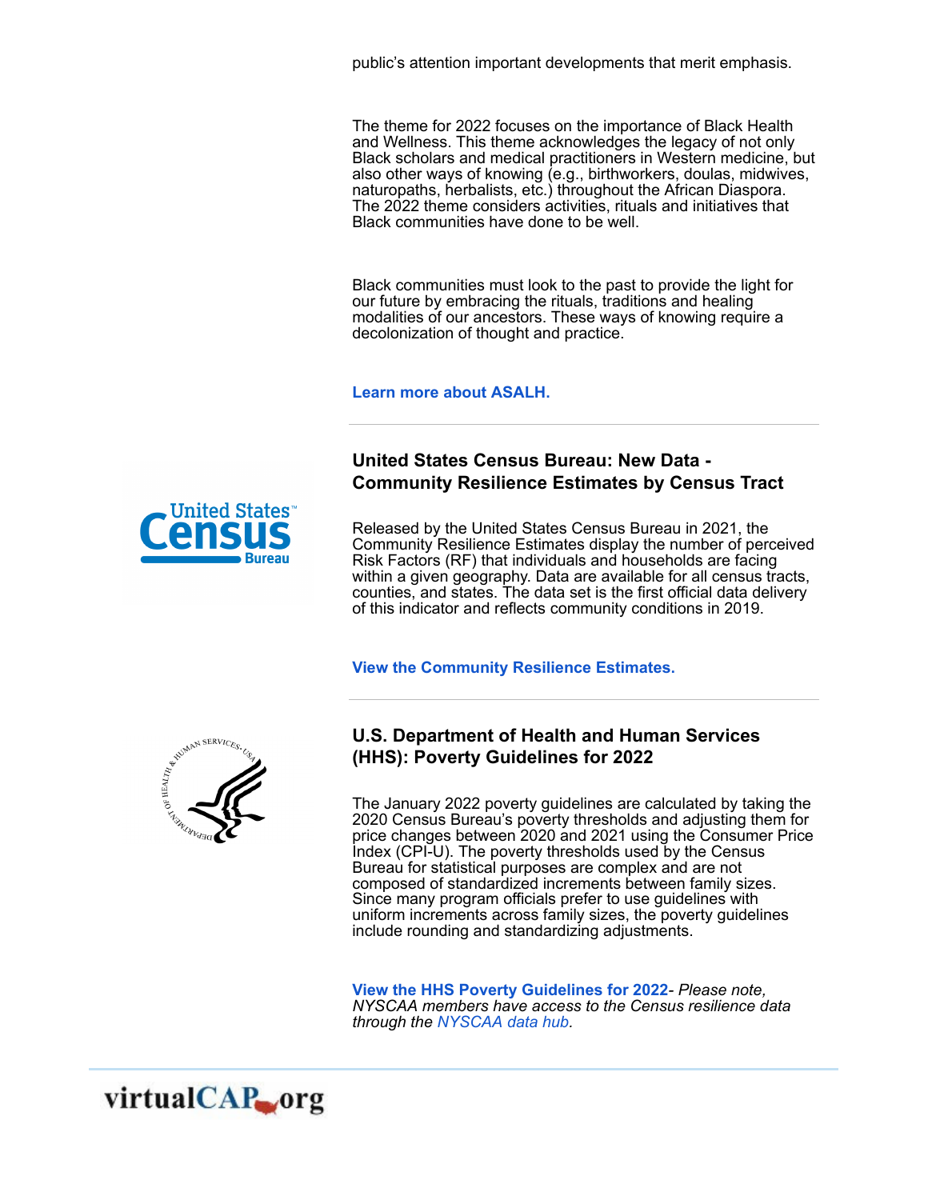public's attention important developments that merit emphasis.

The theme for 2022 focuses on the importance of Black Health and Wellness. This theme acknowledges the legacy of not only Black scholars and medical practitioners in Western medicine, but also other ways of knowing (e.g., birthworkers, doulas, midwives, naturopaths, herbalists, etc.) throughout the African Diaspora. The 2022 theme considers activities, rituals and initiatives that Black communities have done to be well.

Black communities must look to the past to provide the light for our future by embracing the rituals, traditions and healing modalities of our ancestors. These ways of knowing require a decolonization of thought and practice.

**Learn more about ASALH.**

---

### United States Census Bureau: New Data - Community Resilience Estimates by Census Tract

Released by the United States Census Bureau in 2021, the Community Resilience Estimates display the number of perceived Risk Factors (RF) that individuals and households are facing within a given geography. Data are available for all census tracts, counties, and states. The data set is the first official data delivery of this indicator and reflects community conditions in 2019.

**View the Community Resilience Estimates.**

---

### U.S. Department of Health and Human Services (HHS): Poverty Guidelines for 2022

The January 2022 poverty guidelines are calculated by taking the 2020 Census Bureau's poverty thresholds and adjusting them for price changes between 2020 and 2021 using the Consumer Price Index (CPI-U). The poverty thresholds used by the Census Bureau for statistical purposes are complex and are not composed of standardized increments between family sizes. Since many program officials prefer to use guidelines with uniform increments across family sizes, the poverty guidelines include rounding and standardizing adjustments.

**View the HHS Poverty Guidelines for 2022**- *Please note, NYSCAA members have access to the Census resilience data through the NYSCAA data hub.*

---

virtualCAP.org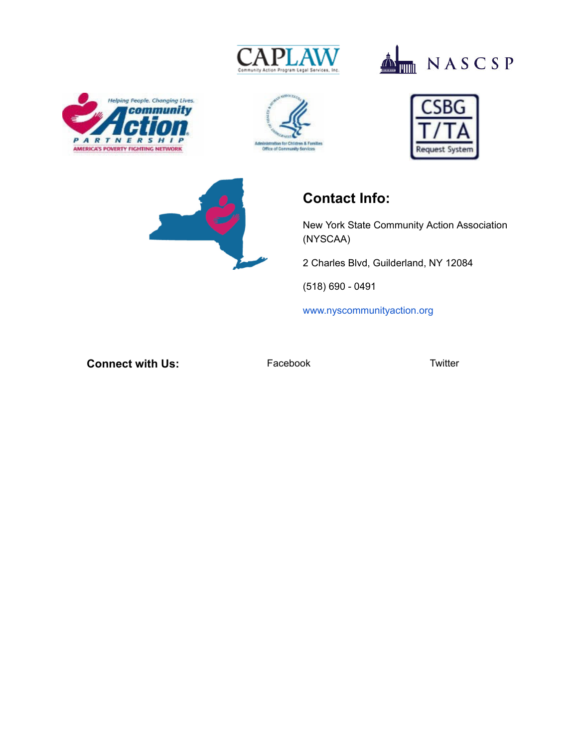## Contact Info:

New York State Community Action Association (NYSCAA)

2 Charles Blvd, Guilderland, NY 12084

(518) 690 - 0491

www.nyscommunityaction.org

**Connect with Us:** Facebook Twitter